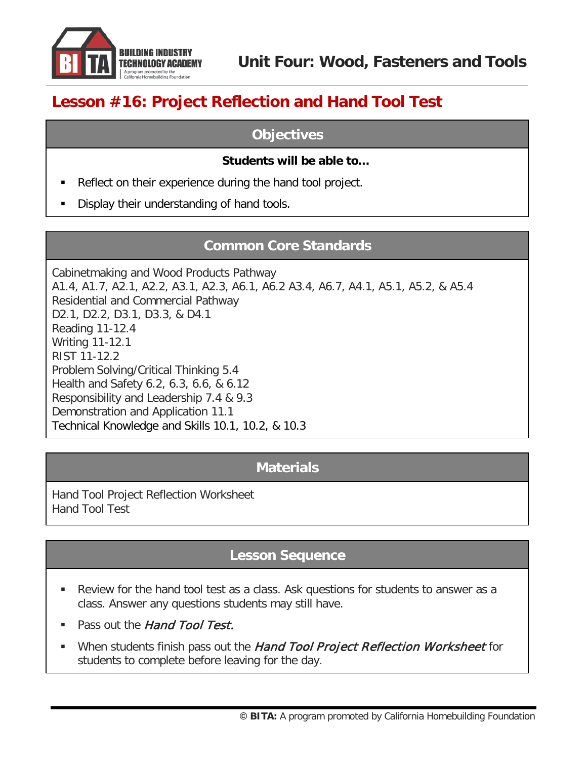# Unit Four: Wood, Fasteners and Tools

## Lesson #16: Project Reflection and Hand Tool Test

### Objectives

**Students will be able to…**

- Reflect on their experience during the hand tool project.
- Display their understanding of hand tools.

### Common Core Standards

Cabinetmaking and Wood Products Pathway
A1.4, A1.7, A2.1, A2.2, A3.1, A2.3, A6.1, A6.2 A3.4, A6.7, A4.1, A5.1, A5.2, & A5.4
Residential and Commercial Pathway
D2.1, D2.2, D3.1, D3.3, & D4.1
Reading 11-12.4
Writing 11-12.1
RIST 11-12.2
Problem Solving/Critical Thinking 5.4
Health and Safety 6.2, 6.3, 6.6, & 6.12
Responsibility and Leadership 7.4 & 9.3
Demonstration and Application 11.1
Technical Knowledge and Skills 10.1, 10.2, & 10.3

### Materials

Hand Tool Project Reflection Worksheet
Hand Tool Test

### Lesson Sequence

- Review for the hand tool test as a class. Ask questions for students to answer as a class. Answer any questions students may still have.
- Pass out the *Hand Tool Test.*
- When students finish pass out the *Hand Tool Project Reflection Worksheet* for students to complete before leaving for the day.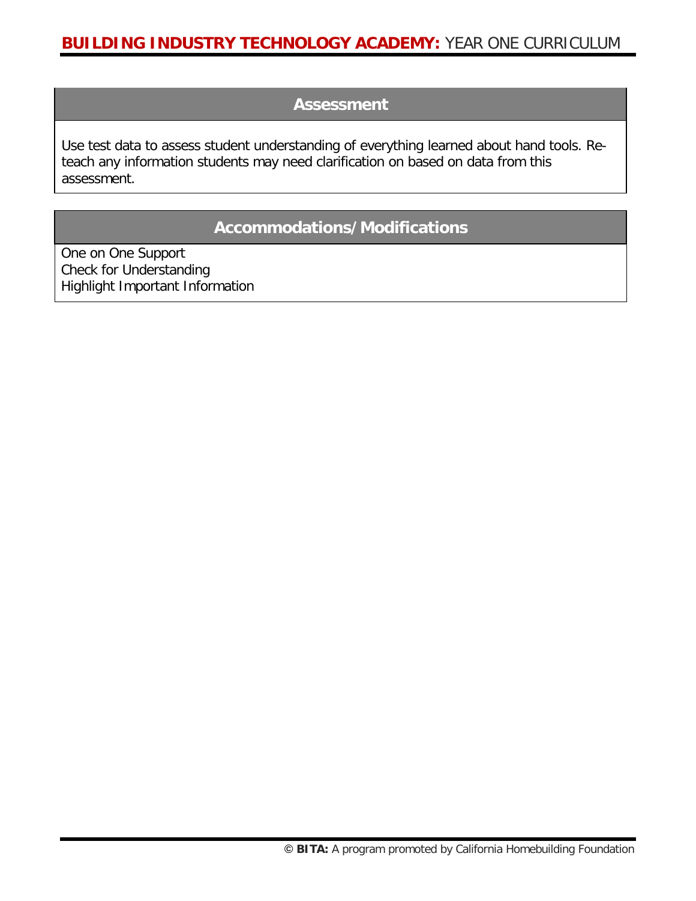## Assessment

Use test data to assess student understanding of everything learned about hand tools. Re-teach any information students may need clarification on based on data from this assessment.

## Accommodations/Modifications

One on One Support
Check for Understanding
Highlight Important Information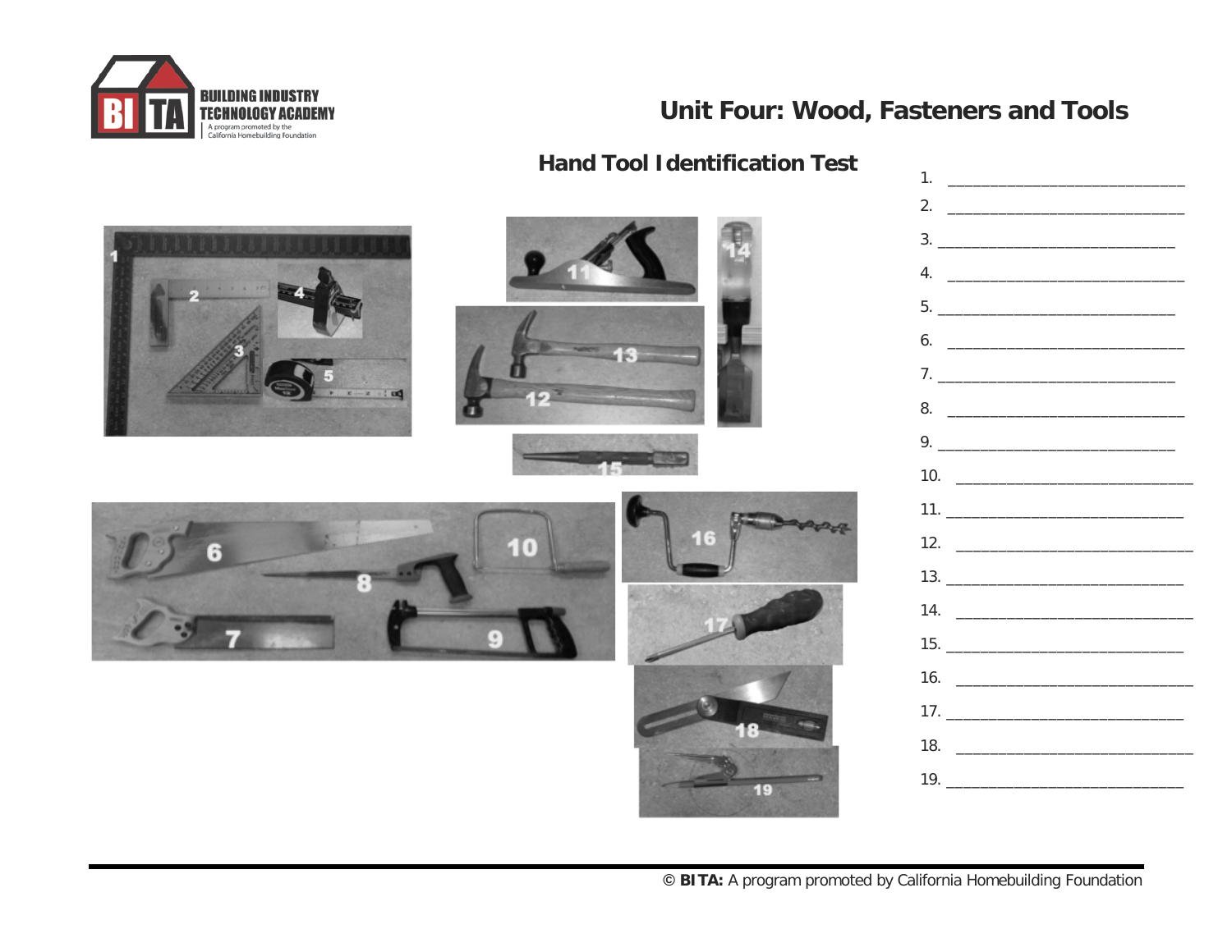# Unit Four: Wood, Fasteners and Tools

## Hand Tool Identification Test

1. ______________________________
2. ______________________________
3. ______________________________
4. ______________________________
5. ______________________________
6. ______________________________
7. ______________________________
8. ______________________________
9. ______________________________
10. ______________________________
11. ______________________________
12. ______________________________
13. ______________________________
14. ______________________________
15. ______________________________
16. ______________________________
17. ______________________________
18. ______________________________
19. ______________________________

© **BITA:** A program promoted by California Homebuilding Foundation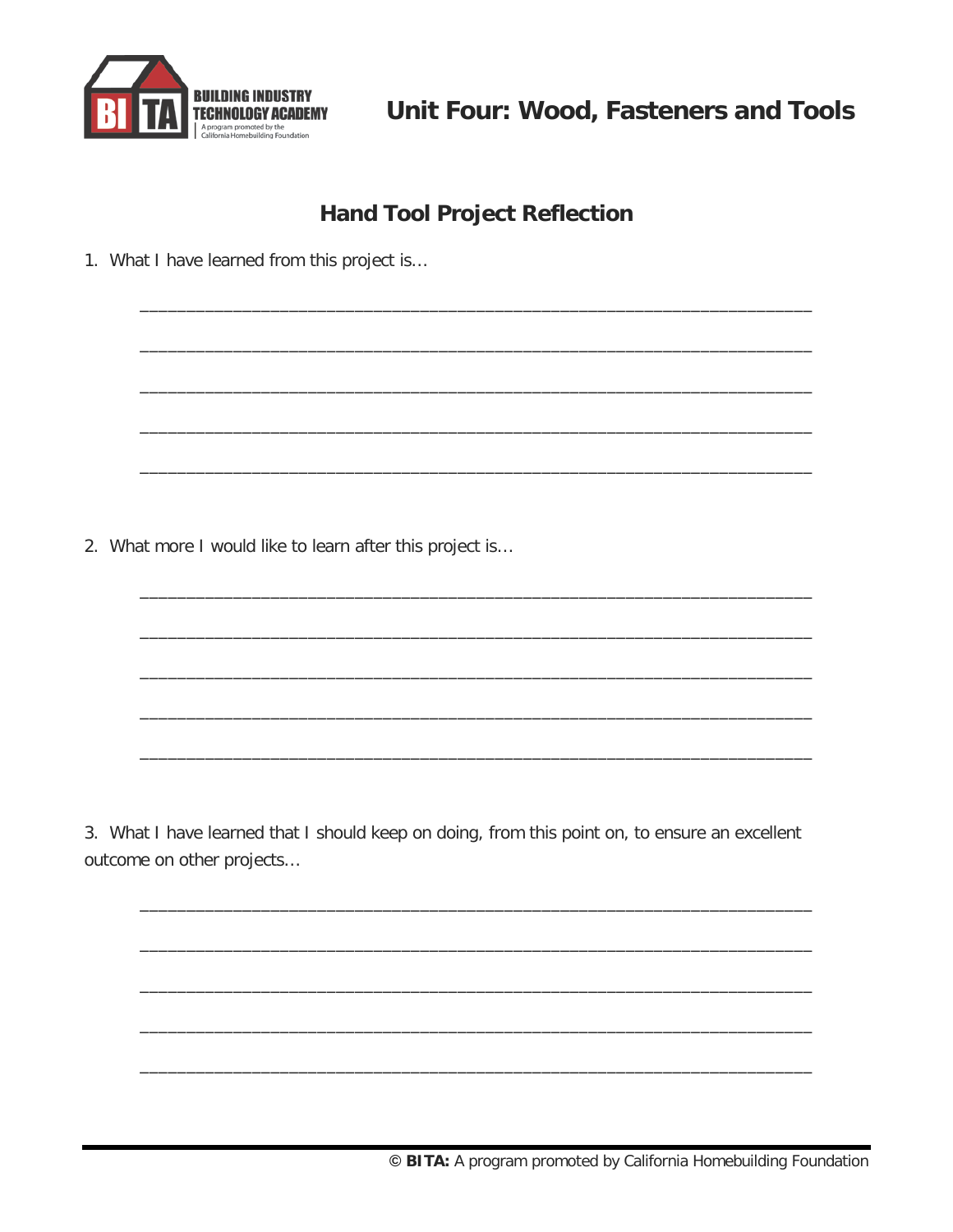## Hand Tool Project Reflection

1. What I have learned from this project is…

______________________________________________________________________

______________________________________________________________________

______________________________________________________________________

______________________________________________________________________

______________________________________________________________________

2. What more I would like to learn after this project is…

______________________________________________________________________

______________________________________________________________________

______________________________________________________________________

______________________________________________________________________

______________________________________________________________________

3. What I have learned that I should keep on doing, from this point on, to ensure an excellent outcome on other projects…

______________________________________________________________________

______________________________________________________________________

______________________________________________________________________

______________________________________________________________________

______________________________________________________________________